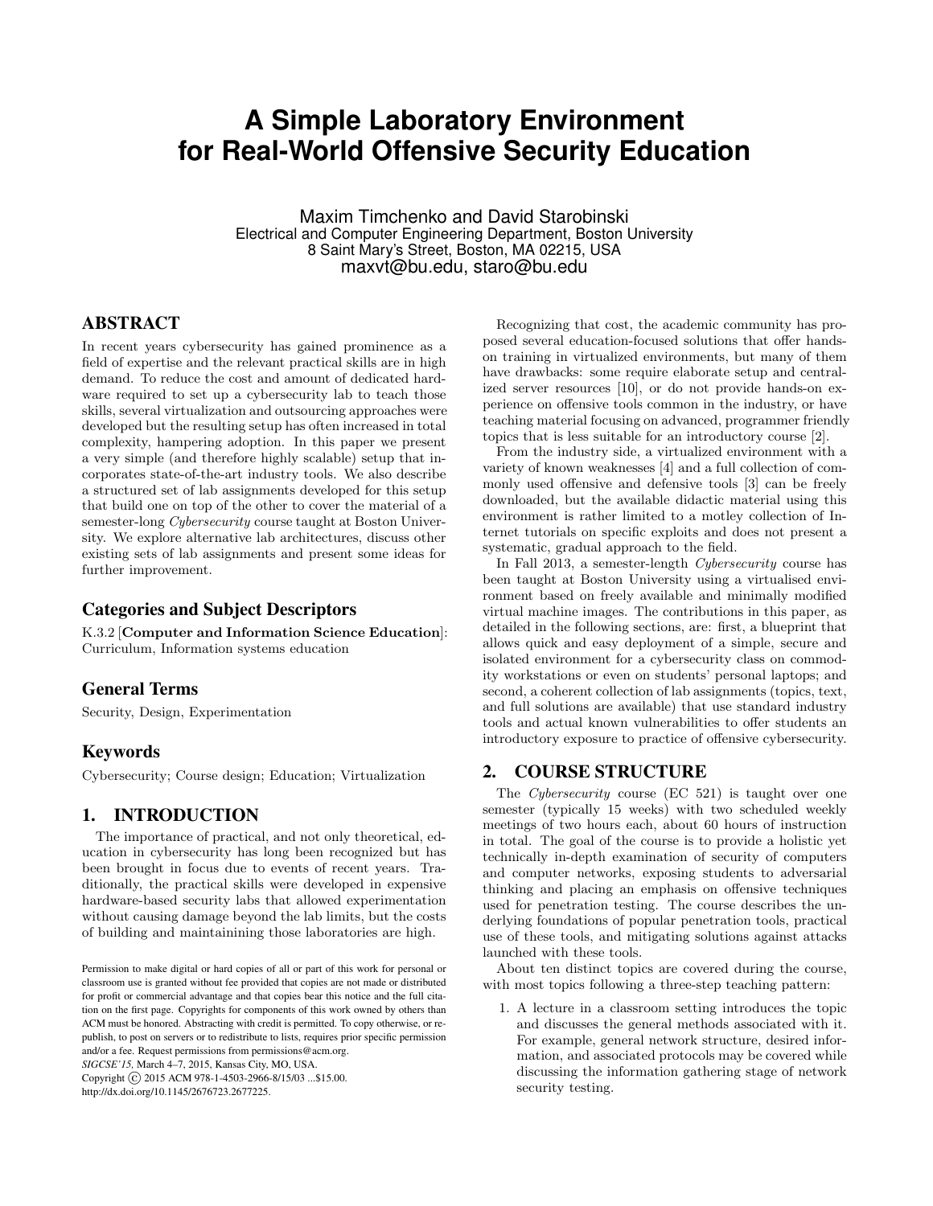# A Simple Laboratory Environment for Real-World Offensive Security Education

Maxim Timchenko and David Starobinski
Electrical and Computer Engineering Department, Boston University
8 Saint Mary's Street, Boston, MA 02215, USA
maxvt@bu.edu, staro@bu.edu

## ABSTRACT

In recent years cybersecurity has gained prominence as a field of expertise and the relevant practical skills are in high demand. To reduce the cost and amount of dedicated hardware required to set up a cybersecurity lab to teach those skills, several virtualization and outsourcing approaches were developed but the resulting setup has often increased in total complexity, hampering adoption. In this paper we present a very simple (and therefore highly scalable) setup that incorporates state-of-the-art industry tools. We also describe a structured set of lab assignments developed for this setup that build one on top of the other to cover the material of a semester-long *Cybersecurity* course taught at Boston University. We explore alternative lab architectures, discuss other existing sets of lab assignments and present some ideas for further improvement.

### Categories and Subject Descriptors

K.3.2 [**Computer and Information Science Education**]: Curriculum, Information systems education

### General Terms

Security, Design, Experimentation

### Keywords

Cybersecurity; Course design; Education; Virtualization

## 1. INTRODUCTION

The importance of practical, and not only theoretical, education in cybersecurity has long been recognized but has been brought in focus due to events of recent years. Traditionally, the practical skills were developed in expensive hardware-based security labs that allowed experimentation without causing damage beyond the lab limits, but the costs of building and maintainining those laboratories are high.

Recognizing that cost, the academic community has proposed several education-focused solutions that offer hands-on training in virtualized environments, but many of them have drawbacks: some require elaborate setup and centralized server resources [10], or do not provide hands-on experience on offensive tools common in the industry, or have teaching material focusing on advanced, programmer friendly topics that is less suitable for an introductory course [2].

From the industry side, a virtualized environment with a variety of known weaknesses [4] and a full collection of commonly used offensive and defensive tools [3] can be freely downloaded, but the available didactic material using this environment is rather limited to a motley collection of Internet tutorials on specific exploits and does not present a systematic, gradual approach to the field.

In Fall 2013, a semester-length *Cybersecurity* course has been taught at Boston University using a virtualised environment based on freely available and minimally modified virtual machine images. The contributions in this paper, as detailed in the following sections, are: first, a blueprint that allows quick and easy deployment of a simple, secure and isolated environment for a cybersecurity class on commodity workstations or even on students' personal laptops; and second, a coherent collection of lab assignments (topics, text, and full solutions are available) that use standard industry tools and actual known vulnerabilities to offer students an introductory exposure to practice of offensive cybersecurity.

## 2. COURSE STRUCTURE

The *Cybersecurity* course (EC 521) is taught over one semester (typically 15 weeks) with two scheduled weekly meetings of two hours each, about 60 hours of instruction in total. The goal of the course is to provide a holistic yet technically in-depth examination of security of computers and computer networks, exposing students to adversarial thinking and placing an emphasis on offensive techniques used for penetration testing. The course describes the underlying foundations of popular penetration tools, practical use of these tools, and mitigating solutions against attacks launched with these tools.

About ten distinct topics are covered during the course, with most topics following a three-step teaching pattern:

1. A lecture in a classroom setting introduces the topic and discusses the general methods associated with it. For example, general network structure, desired information, and associated protocols may be covered while discussing the information gathering stage of network security testing.

Permission to make digital or hard copies of all or part of this work for personal or classroom use is granted without fee provided that copies are not made or distributed for profit or commercial advantage and that copies bear this notice and the full citation on the first page. Copyrights for components of this work owned by others than ACM must be honored. Abstracting with credit is permitted. To copy otherwise, or republish, to post on servers or to redistribute to lists, requires prior specific permission and/or a fee. Request permissions from permissions@acm.org.
*SIGCSE'15,* March 4–7, 2015, Kansas City, MO, USA.
Copyright © 2015 ACM 978-1-4503-2966-8/15/03 ...$15.00.
http://dx.doi.org/10.1145/2676723.2677225.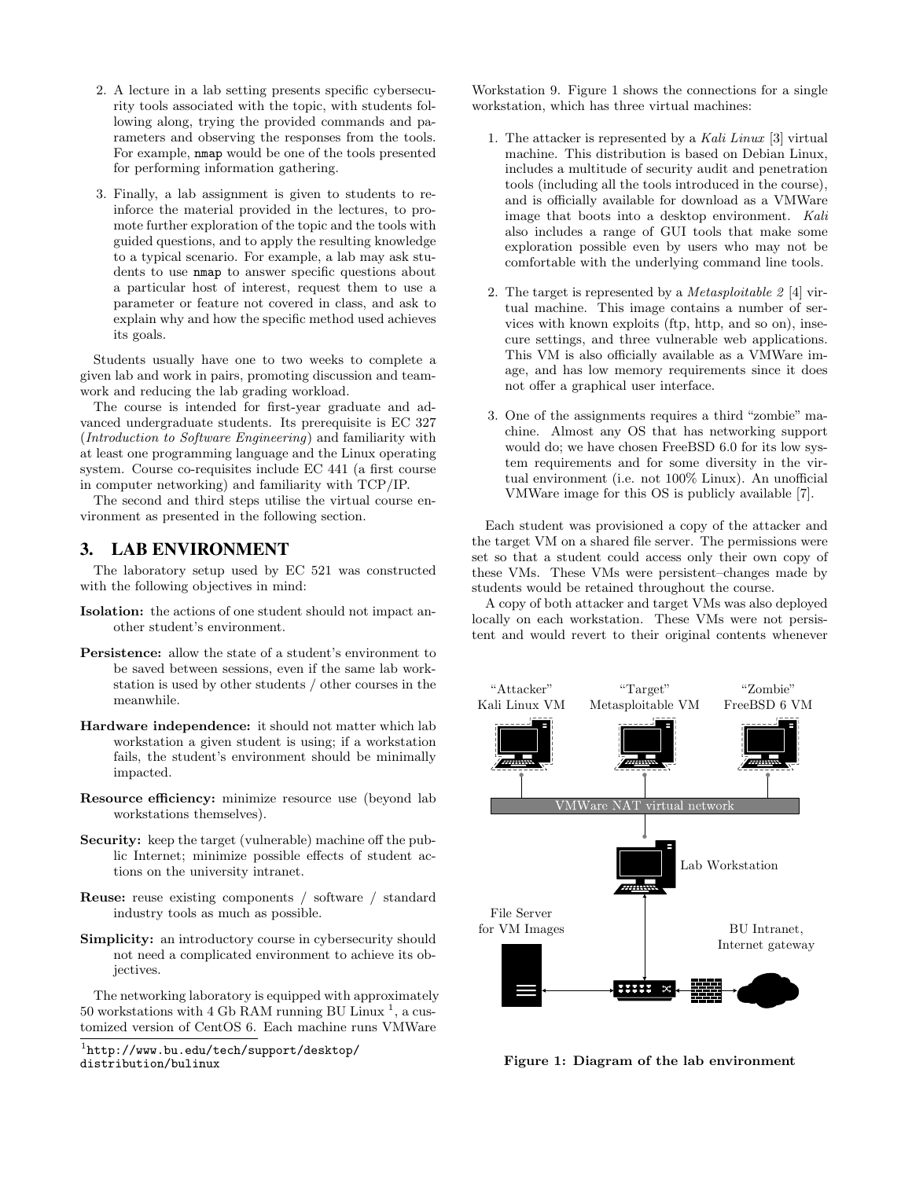2. A lecture in a lab setting presents specific cybersecurity tools associated with the topic, with students following along, trying the provided commands and parameters and observing the responses from the tools. For example, `nmap` would be one of the tools presented for performing information gathering.

3. Finally, a lab assignment is given to students to reinforce the material provided in the lectures, to promote further exploration of the topic and the tools with guided questions, and to apply the resulting knowledge to a typical scenario. For example, a lab may ask students to use `nmap` to answer specific questions about a particular host of interest, request them to use a parameter or feature not covered in class, and ask to explain why and how the specific method used achieves its goals.

Students usually have one to two weeks to complete a given lab and work in pairs, promoting discussion and teamwork and reducing the lab grading workload.

The course is intended for first-year graduate and advanced undergraduate students. Its prerequisite is EC 327 (*Introduction to Software Engineering*) and familiarity with at least one programming language and the Linux operating system. Course co-requisites include EC 441 (a first course in computer networking) and familiarity with TCP/IP.

The second and third steps utilise the virtual course environment as presented in the following section.

## 3. LAB ENVIRONMENT

The laboratory setup used by EC 521 was constructed with the following objectives in mind:

**Isolation:** the actions of one student should not impact another student's environment.

**Persistence:** allow the state of a student's environment to be saved between sessions, even if the same lab workstation is used by other students / other courses in the meanwhile.

**Hardware independence:** it should not matter which lab workstation a given student is using; if a workstation fails, the student's environment should be minimally impacted.

**Resource efficiency:** minimize resource use (beyond lab workstations themselves).

**Security:** keep the target (vulnerable) machine off the public Internet; minimize possible effects of student actions on the university intranet.

**Reuse:** reuse existing components / software / standard industry tools as much as possible.

**Simplicity:** an introductory course in cybersecurity should not need a complicated environment to achieve its objectives.

The networking laboratory is equipped with approximately 50 workstations with 4 Gb RAM running BU Linux [1], a customized version of CentOS 6. Each machine runs VMWare Workstation 9. Figure 1 shows the connections for a single workstation, which has three virtual machines:

1. The attacker is represented by a *Kali Linux* [3] virtual machine. This distribution is based on Debian Linux, includes a multitude of security audit and penetration tools (including all the tools introduced in the course), and is officially available for download as a VMWare image that boots into a desktop environment. *Kali* also includes a range of GUI tools that make some exploration possible even by users who may not be comfortable with the underlying command line tools.

2. The target is represented by a *Metasploitable 2* [4] virtual machine. This image contains a number of services with known exploits (ftp, http, and so on), insecure settings, and three vulnerable web applications. This VM is also officially available as a VMWare image, and has low memory requirements since it does not offer a graphical user interface.

3. One of the assignments requires a third "zombie" machine. Almost any OS that has networking support would do; we have chosen FreeBSD 6.0 for its low system requirements and for some diversity in the virtual environment (i.e. not 100% Linux). An unofficial VMWare image for this OS is publicly available [7].

Each student was provisioned a copy of the attacker and the target VM on a shared file server. The permissions were set so that a student could access only their own copy of these VMs. These VMs were persistent–changes made by students would be retained throughout the course.

A copy of both attacker and target VMs was also deployed locally on each workstation. These VMs were not persistent and would revert to their original contents whenever

Figure 1: Diagram of the lab environment

[1] `http://www.bu.edu/tech/support/desktop/distribution/bulinux`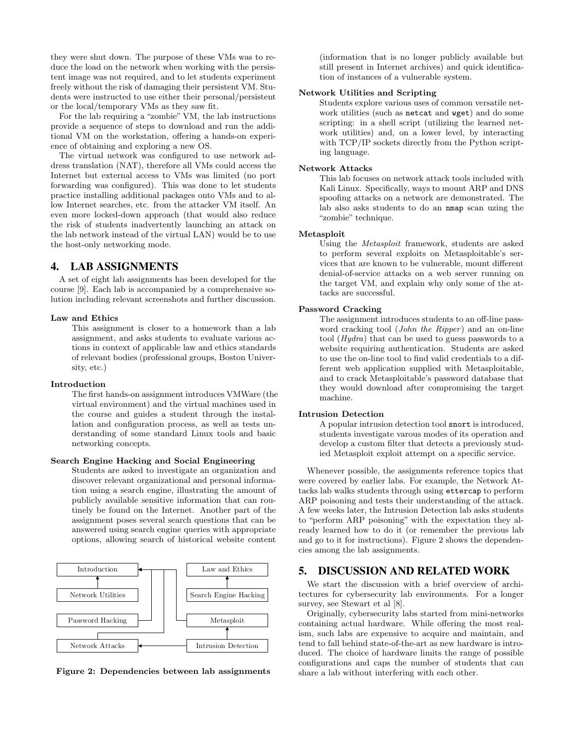they were shut down. The purpose of these VMs was to reduce the load on the network when working with the persistent image was not required, and to let students experiment freely without the risk of damaging their persistent VM. Students were instructed to use either their personal/persistent or the local/temporary VMs as they saw fit.

For the lab requiring a "zombie" VM, the lab instructions provide a sequence of steps to download and run the additional VM on the workstation, offering a hands-on experience of obtaining and exploring a new OS.

The virtual network was configured to use network address translation (NAT), therefore all VMs could access the Internet but external access to VMs was limited (no port forwarding was configured). This was done to let students practice installing additional packages onto VMs and to allow Internet searches, etc. from the attacker VM itself. An even more locked-down approach (that would also reduce the risk of students inadvertently launching an attack on the lab network instead of the virtual LAN) would be to use the host-only networking mode.

## 4. LAB ASSIGNMENTS

A set of eight lab assignments has been developed for the course [9]. Each lab is accompanied by a comprehensive solution including relevant screenshots and further discussion.

**Law and Ethics**
: This assignment is closer to a homework than a lab assignment, and asks students to evaluate various actions in context of applicable law and ethics standards of relevant bodies (professional groups, Boston University, etc.)

**Introduction**
: The first hands-on assignment introduces VMWare (the virtual environment) and the virtual machines used in the course and guides a student through the installation and configuration process, as well as tests understanding of some standard Linux tools and basic networking concepts.

**Search Engine Hacking and Social Engineering**
: Students are asked to investigate an organization and discover relevant organizational and personal information using a search engine, illustrating the amount of publicly available sensitive information that can routinely be found on the Internet. Another part of the assignment poses several search questions that can be answered using search engine queries with appropriate options, allowing search of historical website content (information that is no longer publicly available but still present in Internet archives) and quick identification of instances of a vulnerable system.

**Network Utilities and Scripting**
: Students explore various uses of common versatile network utilities (such as `netcat` and `wget`) and do some scripting: in a shell script (utilizing the learned network utilities) and, on a lower level, by interacting with TCP/IP sockets directly from the Python scripting language.

**Network Attacks**
: This lab focuses on network attack tools included with Kali Linux. Specifically, ways to mount ARP and DNS spoofing attacks on a network are demonstrated. The lab also asks students to do an `nmap` scan uzing the "zombie" technique.

**Metasploit**
: Using the *Metasploit* framework, students are asked to perform several exploits on Metasploitable's services that are known to be vulnerable, mount different denial-of-service attacks on a web server running on the target VM, and explain why only some of the attacks are successful.

**Password Cracking**
: The assignment introduces students to an off-line password cracking tool (*John the Ripper*) and an on-line tool (*Hydra*) that can be used to guess passwords to a website requiring authentication. Students are asked to use the on-line tool to find valid credentials to a different web application supplied with Metasploitable, and to crack Metasploitable's password database that they would download after compromising the target machine.

**Intrusion Detection**
: A popular intrusion detection tool `snort` is introduced, students investigate varous modes of its operation and develop a custom filter that detects a previously studied Metasploit exploit attempt on a specific service.

Whenever possible, the assignments reference topics that were covered by earlier labs. For example, the Network Attacks lab walks students through using `ettercap` to perform ARP poisoning and tests their understanding of the attack. A few weeks later, the Intrusion Detection lab asks students to "perform ARP poisoning" with the expectation they already learned how to do it (or remember the previous lab and go to it for instructions). Figure 2 shows the dependencies among the lab assignments.

**Figure 2: Dependencies between lab assignments**

## 5. DISCUSSION AND RELATED WORK

We start the discussion with a brief overview of architectures for cybersecurity lab environments. For a longer survey, see Stewart et al [8].

Originally, cybersecurity labs started from mini-networks containing actual hardware. While offering the most realism, such labs are expensive to acquire and maintain, and tend to fall behind state-of-the-art as new hardware is introduced. The choice of hardware limits the range of possible configurations and caps the number of students that can share a lab without interfering with each other.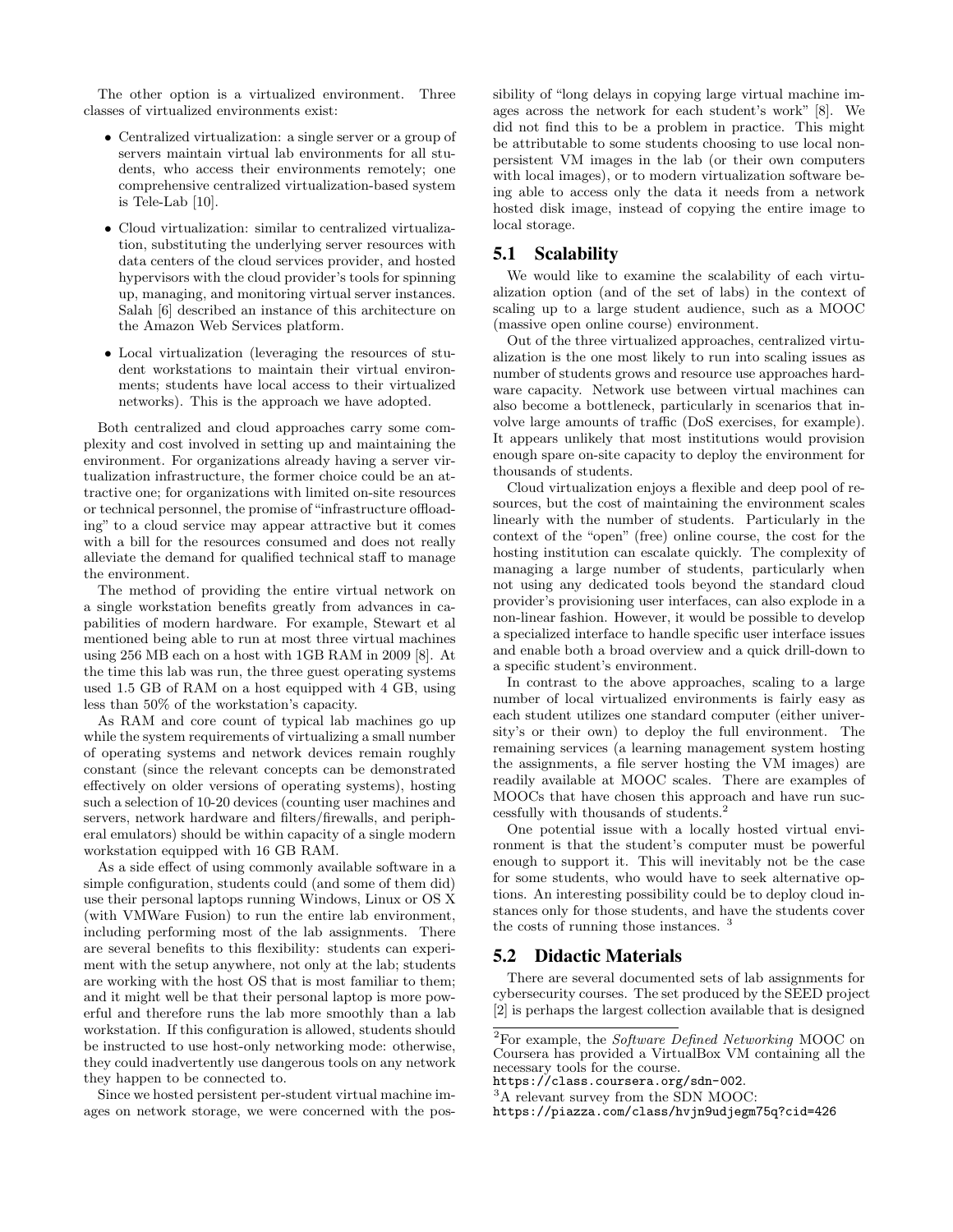The other option is a virtualized environment. Three classes of virtualized environments exist:

- Centralized virtualization: a single server or a group of servers maintain virtual lab environments for all students, who access their environments remotely; one comprehensive centralized virtualization-based system is Tele-Lab [10].
- Cloud virtualization: similar to centralized virtualization, substituting the underlying server resources with data centers of the cloud services provider, and hosted hypervisors with the cloud provider's tools for spinning up, managing, and monitoring virtual server instances. Salah [6] described an instance of this architecture on the Amazon Web Services platform.
- Local virtualization (leveraging the resources of student workstations to maintain their virtual environments; students have local access to their virtualized networks). This is the approach we have adopted.

Both centralized and cloud approaches carry some complexity and cost involved in setting up and maintaining the environment. For organizations already having a server virtualization infrastructure, the former choice could be an attractive one; for organizations with limited on-site resources or technical personnel, the promise of "infrastructure offloading" to a cloud service may appear attractive but it comes with a bill for the resources consumed and does not really alleviate the demand for qualified technical staff to manage the environment.

The method of providing the entire virtual network on a single workstation benefits greatly from advances in capabilities of modern hardware. For example, Stewart et al mentioned being able to run at most three virtual machines using 256 MB each on a host with 1GB RAM in 2009 [8]. At the time this lab was run, the three guest operating systems used 1.5 GB of RAM on a host equipped with 4 GB, using less than 50% of the workstation's capacity.

As RAM and core count of typical lab machines go up while the system requirements of virtualizing a small number of operating systems and network devices remain roughly constant (since the relevant concepts can be demonstrated effectively on older versions of operating systems), hosting such a selection of 10-20 devices (counting user machines and servers, network hardware and filters/firewalls, and peripheral emulators) should be within capacity of a single modern workstation equipped with 16 GB RAM.

As a side effect of using commonly available software in a simple configuration, students could (and some of them did) use their personal laptops running Windows, Linux or OS X (with VMWare Fusion) to run the entire lab environment, including performing most of the lab assignments. There are several benefits to this flexibility: students can experiment with the setup anywhere, not only at the lab; students are working with the host OS that is most familiar to them; and it might well be that their personal laptop is more powerful and therefore runs the lab more smoothly than a lab workstation. If this configuration is allowed, students should be instructed to use host-only networking mode: otherwise, they could inadvertently use dangerous tools on any network they happen to be connected to.

Since we hosted persistent per-student virtual machine images on network storage, we were concerned with the possibility of "long delays in copying large virtual machine images across the network for each student's work" [8]. We did not find this to be a problem in practice. This might be attributable to some students choosing to use local non-persistent VM images in the lab (or their own computers with local images), or to modern virtualization software being able to access only the data it needs from a network hosted disk image, instead of copying the entire image to local storage.

## 5.1 Scalability

We would like to examine the scalability of each virtualization option (and of the set of labs) in the context of scaling up to a large student audience, such as a MOOC (massive open online course) environment.

Out of the three virtualized approaches, centralized virtualization is the one most likely to run into scaling issues as number of students grows and resource use approaches hardware capacity. Network use between virtual machines can also become a bottleneck, particularly in scenarios that involve large amounts of traffic (DoS exercises, for example). It appears unlikely that most institutions would provision enough spare on-site capacity to deploy the environment for thousands of students.

Cloud virtualization enjoys a flexible and deep pool of resources, but the cost of maintaining the environment scales linearly with the number of students. Particularly in the context of the "open" (free) online course, the cost for the hosting institution can escalate quickly. The complexity of managing a large number of students, particularly when not using any dedicated tools beyond the standard cloud provider's provisioning user interfaces, can also explode in a non-linear fashion. However, it would be possible to develop a specialized interface to handle specific user interface issues and enable both a broad overview and a quick drill-down to a specific student's environment.

In contrast to the above approaches, scaling to a large number of local virtualized environments is fairly easy as each student utilizes one standard computer (either university's or their own) to deploy the full environment. The remaining services (a learning management system hosting the assignments, a file server hosting the VM images) are readily available at MOOC scales. There are examples of MOOCs that have chosen this approach and have run successfully with thousands of students.[2]

One potential issue with a locally hosted virtual environment is that the student's computer must be powerful enough to support it. This will inevitably not be the case for some students, who would have to seek alternative options. An interesting possibility could be to deploy cloud instances only for those students, and have the students cover the costs of running those instances. [3]

## 5.2 Didactic Materials

There are several documented sets of lab assignments for cybersecurity courses. The set produced by the SEED project [2] is perhaps the largest collection available that is designed

---

[2]For example, the *Software Defined Networking* MOOC on Coursera has provided a VirtualBox VM containing all the necessary tools for the course.
`https://class.coursera.org/sdn-002`.

[3]A relevant survey from the SDN MOOC:
`https://piazza.com/class/hvjn9udjegm75q?cid=426`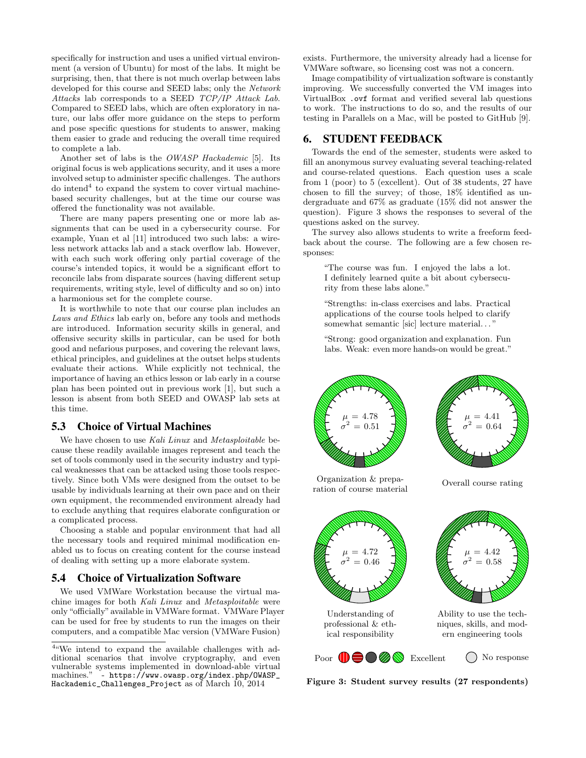specifically for instruction and uses a unified virtual environment (a version of Ubuntu) for most of the labs. It might be surprising, then, that there is not much overlap between labs developed for this course and SEED labs; only the *Network Attacks* lab corresponds to a SEED *TCP/IP Attack Lab*. Compared to SEED labs, which are often exploratory in nature, our labs offer more guidance on the steps to perform and pose specific questions for students to answer, making them easier to grade and reducing the overall time required to complete a lab.

Another set of labs is the *OWASP Hackademic* [5]. Its original focus is web applications security, and it uses a more involved setup to administer specific challenges. The authors do intend[4] to expand the system to cover virtual machine-based security challenges, but at the time our course was offered the functionality was not available.

There are many papers presenting one or more lab assignments that can be used in a cybersecurity course. For example, Yuan et al [11] introduced two such labs: a wireless network attacks lab and a stack overflow lab. However, with each such work offering only partial coverage of the course's intended topics, it would be a significant effort to reconcile labs from disparate sources (having different setup requirements, writing style, level of difficulty and so on) into a harmonious set for the complete course.

It is worthwhile to note that our course plan includes an *Laws and Ethics* lab early on, before any tools and methods are introduced. Information security skills in general, and offensive security skills in particular, can be used for both good and nefarious purposes, and covering the relevant laws, ethical principles, and guidelines at the outset helps students evaluate their actions. While explicitly not technical, the importance of having an ethics lesson or lab early in a course plan has been pointed out in previous work [1], but such a lesson is absent from both SEED and OWASP lab sets at this time.

### 5.3 Choice of Virtual Machines

We have chosen to use *Kali Linux* and *Metasploitable* because these readily available images represent and teach the set of tools commonly used in the security industry and typical weaknesses that can be attacked using those tools respectively. Since both VMs were designed from the outset to be usable by individuals learning at their own pace and on their own equipment, the recommended environment already had to exclude anything that requires elaborate configuration or a complicated process.

Choosing a stable and popular environment that had all the necessary tools and required minimal modification enabled us to focus on creating content for the course instead of dealing with setting up a more elaborate system.

### 5.4 Choice of Virtualization Software

We used VMWare Workstation because the virtual machine images for both *Kali Linux* and *Metasploitable* were only "officially" available in VMWare format. VMWare Player can be used for free by students to run the images on their computers, and a compatible Mac version (VMWare Fusion) exists. Furthermore, the university already had a license for VMWare software, so licensing cost was not a concern.

Image compatibility of virtualization software is constantly improving. We successfully converted the VM images into VirtualBox `.ovf` format and verified several lab questions to work. The instructions to do so, and the results of our testing in Parallels on a Mac, will be posted to GitHub [9].

## 6. STUDENT FEEDBACK

Towards the end of the semester, students were asked to fill an anonymous survey evaluating several teaching-related and course-related questions. Each question uses a scale from 1 (poor) to 5 (excellent). Out of 38 students, 27 have chosen to fill the survey; of those, 18% identified as undergraduate and 67% as graduate (15% did not answer the question). Figure 3 shows the responses to several of the questions asked on the survey.

The survey also allows students to write a freeform feedback about the course. The following are a few chosen responses:

> "The course was fun. I enjoyed the labs a lot. I definitely learned quite a bit about cybersecurity from these labs alone."

> "Strengths: in-class exercises and labs. Practical applications of the course tools helped to clarify somewhat semantic [sic] lecture material. . . "

> "Strong: good organization and explanation. Fun labs. Weak: even more hands-on would be great."

$\mu = 4.78$, $\sigma^2 = 0.51$ — Organization & preparation of course material

$\mu = 4.41$, $\sigma^2 = 0.64$ — Overall course rating

$\mu = 4.72$, $\sigma^2 = 0.46$ — Understanding of professional & ethical responsibility

$\mu = 4.42$, $\sigma^2 = 0.58$ — Ability to use the techniques, skills, and modern engineering tools

Poor … Excellent; No response

**Figure 3: Student survey results (27 respondents)**

[4] "We intend to expand the available challenges with additional scenarios that involve cryptography, and even vulnerable systems implemented in download-able virtual machines." - `https://www.owasp.org/index.php/OWASP_Hackademic_Challenges_Project` as of March 10, 2014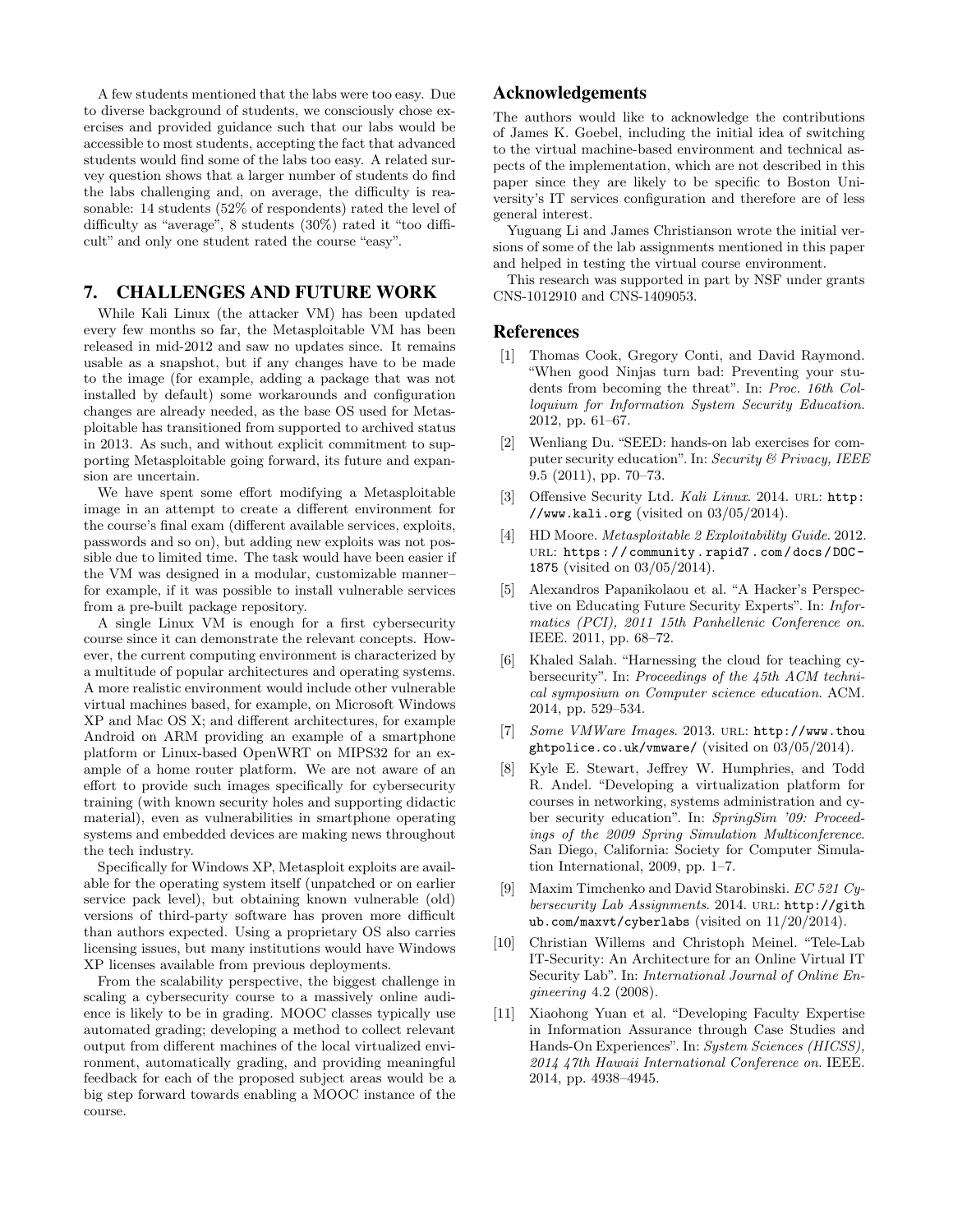A few students mentioned that the labs were too easy. Due to diverse background of students, we consciously chose exercises and provided guidance such that our labs would be accessible to most students, accepting the fact that advanced students would find some of the labs too easy. A related survey question shows that a larger number of students do find the labs challenging and, on average, the difficulty is reasonable: 14 students (52% of respondents) rated the level of difficulty as "average", 8 students (30%) rated it "too difficult" and only one student rated the course "easy".

## 7. CHALLENGES AND FUTURE WORK

While Kali Linux (the attacker VM) has been updated every few months so far, the Metasploitable VM has been released in mid-2012 and saw no updates since. It remains usable as a snapshot, but if any changes have to be made to the image (for example, adding a package that was not installed by default) some workarounds and configuration changes are already needed, as the base OS used for Metasploitable has transitioned from supported to archived status in 2013. As such, and without explicit commitment to supporting Metasploitable going forward, its future and expansion are uncertain.

We have spent some effort modifying a Metasploitable image in an attempt to create a different environment for the course's final exam (different available services, exploits, passwords and so on), but adding new exploits was not possible due to limited time. The task would have been easier if the VM was designed in a modular, customizable manner– for example, if it was possible to install vulnerable services from a pre-built package repository.

A single Linux VM is enough for a first cybersecurity course since it can demonstrate the relevant concepts. However, the current computing environment is characterized by a multitude of popular architectures and operating systems. A more realistic environment would include other vulnerable virtual machines based, for example, on Microsoft Windows XP and Mac OS X; and different architectures, for example Android on ARM providing an example of a smartphone platform or Linux-based OpenWRT on MIPS32 for an example of a home router platform. We are not aware of an effort to provide such images specifically for cybersecurity training (with known security holes and supporting didactic material), even as vulnerabilities in smartphone operating systems and embedded devices are making news throughout the tech industry.

Specifically for Windows XP, Metasploit exploits are available for the operating system itself (unpatched or on earlier service pack level), but obtaining known vulnerable (old) versions of third-party software has proven more difficult than authors expected. Using a proprietary OS also carries licensing issues, but many institutions would have Windows XP licenses available from previous deployments.

From the scalability perspective, the biggest challenge in scaling a cybersecurity course to a massively online audience is likely to be in grading. MOOC classes typically use automated grading; developing a method to collect relevant output from different machines of the local virtualized environment, automatically grading, and providing meaningful feedback for each of the proposed subject areas would be a big step forward towards enabling a MOOC instance of the course.

## Acknowledgements

The authors would like to acknowledge the contributions of James K. Goebel, including the initial idea of switching to the virtual machine-based environment and technical aspects of the implementation, which are not described in this paper since they are likely to be specific to Boston University's IT services configuration and therefore are of less general interest.

Yuguang Li and James Christianson wrote the initial versions of some of the lab assignments mentioned in this paper and helped in testing the virtual course environment.

This research was supported in part by NSF under grants CNS-1012910 and CNS-1409053.

## References

[1] Thomas Cook, Gregory Conti, and David Raymond. "When good Ninjas turn bad: Preventing your students from becoming the threat". In: *Proc. 16th Colloquium for Information System Security Education*. 2012, pp. 61–67.

[2] Wenliang Du. "SEED: hands-on lab exercises for computer security education". In: *Security & Privacy, IEEE* 9.5 (2011), pp. 70–73.

[3] Offensive Security Ltd. *Kali Linux*. 2014. URL: `http://www.kali.org` (visited on 03/05/2014).

[4] HD Moore. *Metasploitable 2 Exploitability Guide*. 2012. URL: `https://community.rapid7.com/docs/DOC-1875` (visited on 03/05/2014).

[5] Alexandros Papanikolaou et al. "A Hacker's Perspective on Educating Future Security Experts". In: *Informatics (PCI), 2011 15th Panhellenic Conference on*. IEEE. 2011, pp. 68–72.

[6] Khaled Salah. "Harnessing the cloud for teaching cybersecurity". In: *Proceedings of the 45th ACM technical symposium on Computer science education*. ACM. 2014, pp. 529–534.

[7] *Some VMWare Images*. 2013. URL: `http://www.thoughtpolice.co.uk/vmware/` (visited on 03/05/2014).

[8] Kyle E. Stewart, Jeffrey W. Humphries, and Todd R. Andel. "Developing a virtualization platform for courses in networking, systems administration and cyber security education". In: *SpringSim '09: Proceedings of the 2009 Spring Simulation Multiconference*. San Diego, California: Society for Computer Simulation International, 2009, pp. 1–7.

[9] Maxim Timchenko and David Starobinski. *EC 521 Cybersecurity Lab Assignments*. 2014. URL: `http://github.com/maxvt/cyberlabs` (visited on 11/20/2014).

[10] Christian Willems and Christoph Meinel. "Tele-Lab IT-Security: An Architecture for an Online Virtual IT Security Lab". In: *International Journal of Online Engineering* 4.2 (2008).

[11] Xiaohong Yuan et al. "Developing Faculty Expertise in Information Assurance through Case Studies and Hands-On Experiences". In: *System Sciences (HICSS), 2014 47th Hawaii International Conference on*. IEEE. 2014, pp. 4938–4945.